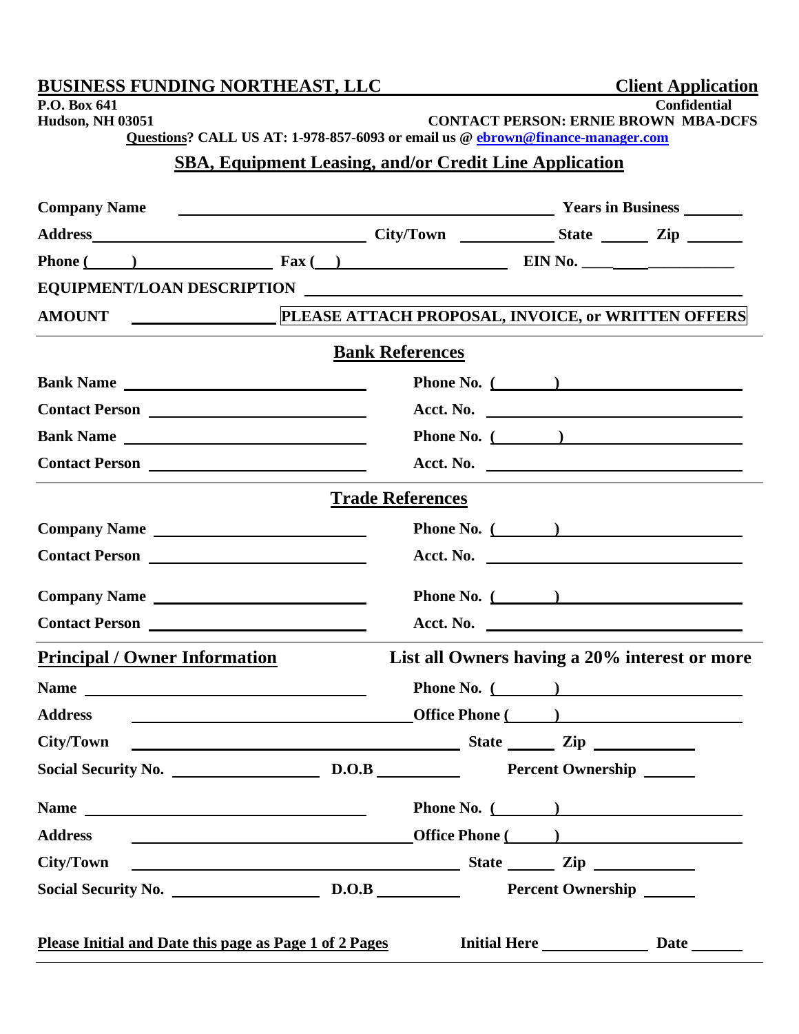**BUSINESS FUNDING NORTHEAST, LLC** — **Client Application**

**P.O. Box 641**
**Hudson, NH 03051**

**Confidential**
**CONTACT PERSON: ERNIE BROWN MBA-DCFS**

**Questions? CALL US AT: 1-978-857-6093 or email us @ ebrown@finance-manager.com**

## SBA, Equipment Leasing, and/or Credit Line Application

**Company Name** ______________________________ **Years in Business** ________

**Address** ______________________________ **City/Town** ____________ **State** ______ **Zip** _______

**Phone (** ___ **)** ________________ **Fax (** ___ **)** ________________ **EIN No.** ____________________

**EQUIPMENT/LOAN DESCRIPTION** ______________________________________________

**AMOUNT** ________________ **PLEASE ATTACH PROPOSAL, INVOICE, or WRITTEN OFFERS**

---

### Bank References

**Bank Name** ______________________________ **Phone No. (** _______ **)** ______________________

**Contact Person** __________________________ **Acct. No.** ______________________________

**Bank Name** ______________________________ **Phone No. (** _______ **)** ______________________

**Contact Person** __________________________ **Acct. No.** ______________________________

---

### Trade References

**Company Name** ___________________________ **Phone No. (** _______ **)** ______________________

**Contact Person** __________________________ **Acct. No.** ______________________________

**Company Name** ___________________________ **Phone No. (** _______ **)** ______________________

**Contact Person** __________________________ **Acct. No.** ______________________________

---

### Principal / Owner Information

**List all Owners having a 20% interest or more**

**Name** ______________________________ **Phone No. (** _______ **)** ______________________

**Address** ______________________________ **Office Phone (** ______ **)** ______________________

**City/Town** ______________________________ **State** ______ **Zip** ____________

**Social Security No.** __________________ **D.O.B** __________ **Percent Ownership** ______

**Name** ______________________________ **Phone No. (** _______ **)** ______________________

**Address** ______________________________ **Office Phone (** ______ **)** ______________________

**City/Town** ______________________________ **State** ______ **Zip** ____________

**Social Security No.** __________________ **D.O.B** __________ **Percent Ownership** ______

**Please Initial and Date this page as Page 1 of 2 Pages** **Initial Here** ______________ **Date** ______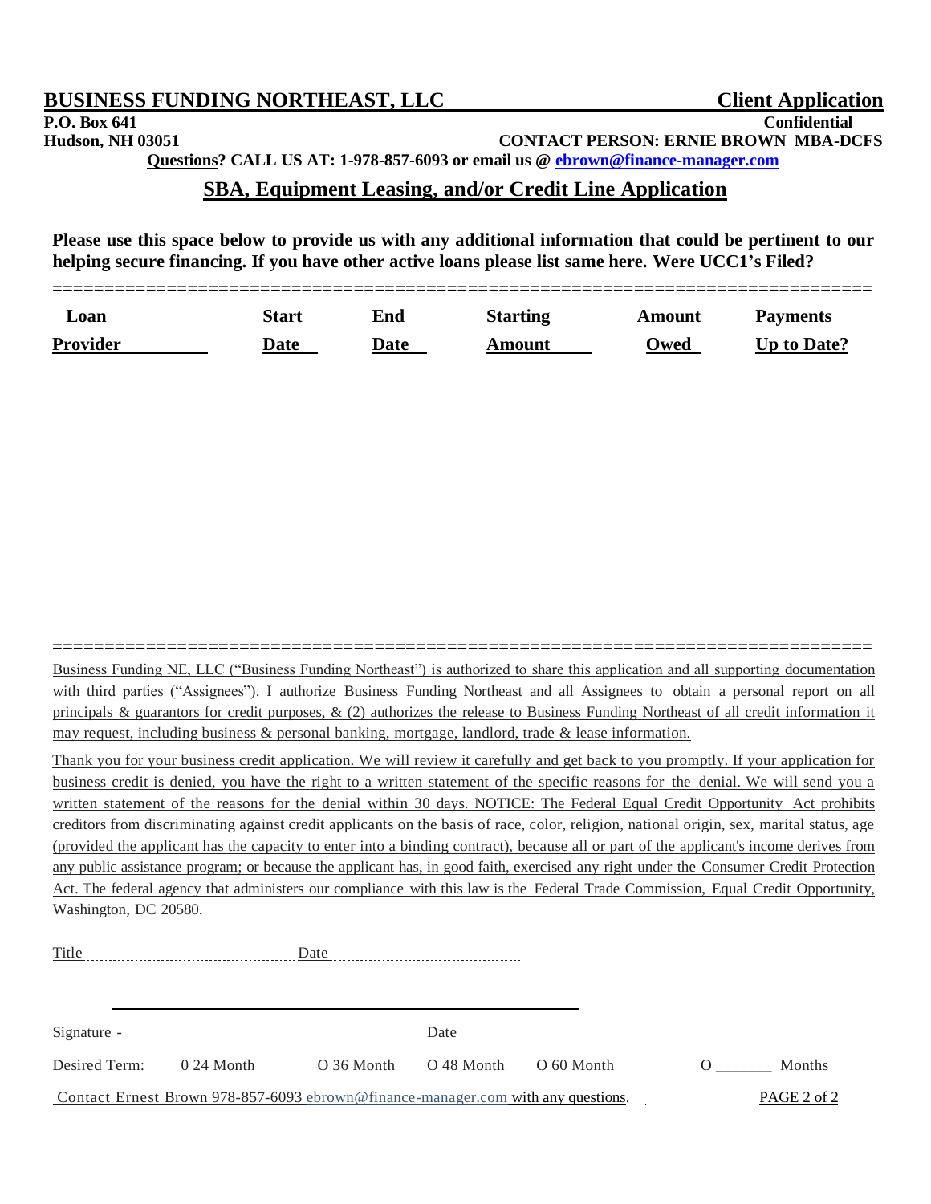# BUSINESS FUNDING NORTHEAST, LLC

**Client Application**

**P.O. Box 641**
**Hudson, NH 03051**

**Confidential**
**CONTACT PERSON: ERNIE BROWN MBA-DCFS**

**Questions? CALL US AT: 1-978-857-6093 or email us @ ebrown@finance-manager.com**

## SBA, Equipment Leasing, and/or Credit Line Application

**Please use this space below to provide us with any additional information that could be pertinent to our helping secure financing. If you have other active loans please list same here. Were UCC1's Filed?**

==================================================================================

| Loan Provider | Start Date | End Date | Starting Amount | Amount Owed | Payments Up to Date? |
|---|---|---|---|---|---|
| | | | | | |

==================================================================================

Business Funding NE, LLC ("Business Funding Northeast") is authorized to share this application and all supporting documentation with third parties ("Assignees"). I authorize Business Funding Northeast and all Assignees to obtain a personal report on all principals & guarantors for credit purposes, & (2) authorizes the release to Business Funding Northeast of all credit information it may request, including business & personal banking, mortgage, landlord, trade & lease information.

Thank you for your business credit application. We will review it carefully and get back to you promptly. If your application for business credit is denied, you have the right to a written statement of the specific reasons for the denial. We will send you a written statement of the reasons for the denial within 30 days. NOTICE: The Federal Equal Credit Opportunity Act prohibits creditors from discriminating against credit applicants on the basis of race, color, religion, national origin, sex, marital status, age (provided the applicant has the capacity to enter into a binding contract), because all or part of the applicant's income derives from any public assistance program; or because the applicant has, in good faith, exercised any right under the Consumer Credit Protection Act. The federal agency that administers our compliance with this law is the Federal Trade Commission, Equal Credit Opportunity, Washington, DC 20580.

Title ____________________ Date ____________________

______________________________________________

Signature - ______________________________ Date ______________

Desired Term: 0 24 Month O 36 Month O 48 Month O 60 Month O _______ Months

Contact Ernest Brown 978-857-6093 ebrown@finance-manager.com with any questions.